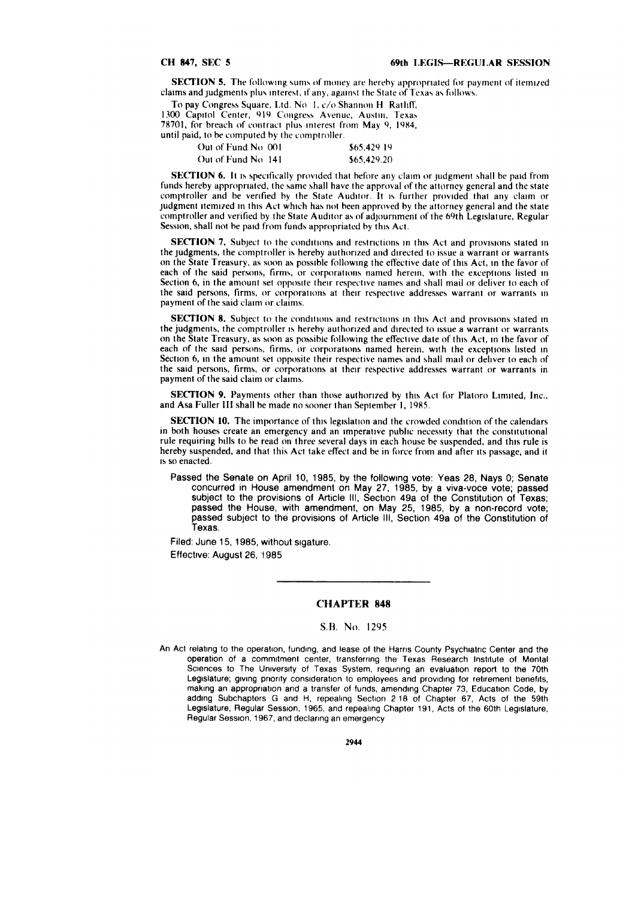**SECTION 5.** The following sums of money are hereby appropriated for payment of itemized claims and judgments plus interest, if any, against the State of Texas as follows.

To pay Congress Square, Ltd. No. 1, c/o Shannon H. Ratliff, 1300 Capitol Center, 919 Congress Avenue, Austin, Texas 78701, for breach of contract plus interest from May 9, 1984, until paid, to be computed by the comptroller.

| | |
|---|---|
| Out of Fund No. 001 | $65,429.19 |
| Out of Fund No. 141 | $65,429.20 |

**SECTION 6.** It is specifically provided that before any claim or judgment shall be paid from funds hereby appropriated, the same shall have the approval of the attorney general and the state comptroller and be verified by the State Auditor. It is further provided that any claim or judgment itemized in this Act which has not been approved by the attorney general and the state comptroller and verified by the State Auditor as of adjournment of the 69th Legislature, Regular Session, shall not be paid from funds appropriated by this Act.

**SECTION 7.** Subject to the conditions and restrictions in this Act and provisions stated in the judgments, the comptroller is hereby authorized and directed to issue a warrant or warrants on the State Treasury, as soon as possible following the effective date of this Act, in the favor of each of the said persons, firms, or corporations named herein, with the exceptions listed in Section 6, in the amount set opposite their respective names and shall mail or deliver to each of the said persons, firms, or corporations at their respective addresses warrant or warrants in payment of the said claim or claims.

**SECTION 8.** Subject to the conditions and restrictions in this Act and provisions stated in the judgments, the comptroller is hereby authorized and directed to issue a warrant or warrants on the State Treasury, as soon as possible following the effective date of this Act, in the favor of each of the said persons, firms, or corporations named herein, with the exceptions listed in Section 6, in the amount set opposite their respective names and shall mail or deliver to each of the said persons, firms, or corporations at their respective addresses warrant or warrants in payment of the said claim or claims.

**SECTION 9.** Payments other than those authorized by this Act for Platoro Limited, Inc., and Asa Fuller III shall be made no sooner than September 1, 1985.

**SECTION 10.** The importance of this legislation and the crowded condition of the calendars in both houses create an emergency and an imperative public necessity that the constitutional rule requiring bills to be read on three several days in each house be suspended, and this rule is hereby suspended, and that this Act take effect and be in force from and after its passage, and it is so enacted.

Passed the Senate on April 10, 1985, by the following vote: Yeas 28, Nays 0; Senate concurred in House amendment on May 27, 1985, by a viva-voce vote; passed subject to the provisions of Article III, Section 49a of the Constitution of Texas; passed the House, with amendment, on May 25, 1985, by a non-record vote; passed subject to the provisions of Article III, Section 49a of the Constitution of Texas.

Filed: June 15, 1985, without sigature.

Effective: August 26, 1985

---

## CHAPTER 848

### S.B. No. 1295

An Act relating to the operation, funding, and lease of the Harris County Psychiatric Center and the operation of a commitment center, transferring the Texas Research Institute of Mental Sciences to The University of Texas System, requiring an evaluation report to the 70th Legislature; giving priority consideration to employees and providing for retirement benefits, making an appropriation and a transfer of funds, amending Chapter 73, Education Code, by adding Subchapters G and H, repealing Section 2.18 of Chapter 67, Acts of the 59th Legislature, Regular Session, 1965, and repealing Chapter 191, Acts of the 60th Legislature, Regular Session, 1967, and declaring an emergency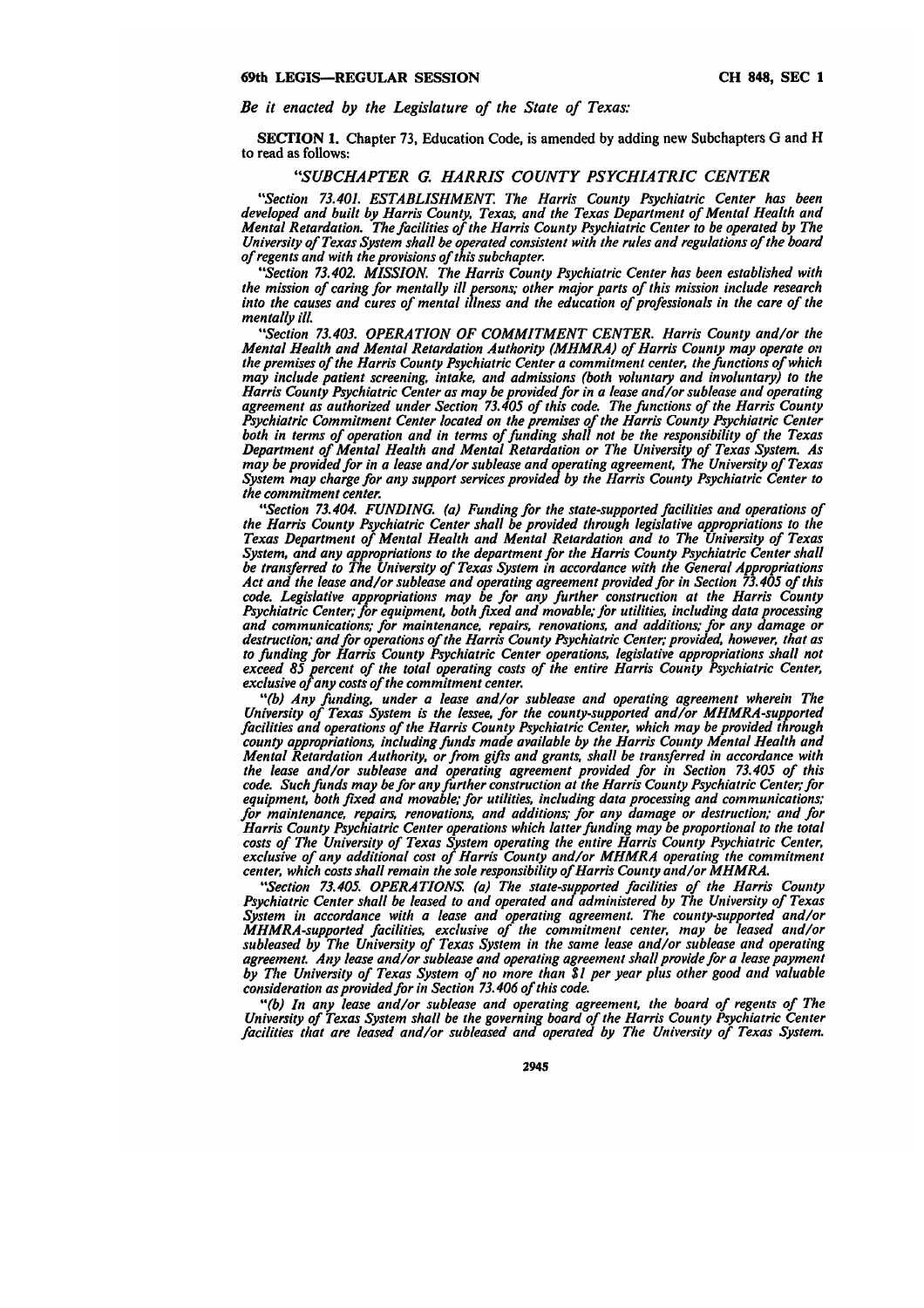*Be it enacted by the Legislature of the State of Texas:*

**SECTION 1.** Chapter 73, Education Code, is amended by adding new Subchapters G and H to read as follows:

### *"SUBCHAPTER G. HARRIS COUNTY PSYCHIATRIC CENTER*

*"Section 73.401. ESTABLISHMENT. The Harris County Psychiatric Center has been developed and built by Harris County, Texas, and the Texas Department of Mental Health and Mental Retardation. The facilities of the Harris County Psychiatric Center to be operated by The University of Texas System shall be operated consistent with the rules and regulations of the board of regents and with the provisions of this subchapter.*

*"Section 73.402. MISSION. The Harris County Psychiatric Center has been established with the mission of caring for mentally ill persons; other major parts of this mission include research into the causes and cures of mental illness and the education of professionals in the care of the mentally ill.*

*"Section 73.403. OPERATION OF COMMITMENT CENTER. Harris County and/or the Mental Health and Mental Retardation Authority (MHMRA) of Harris County may operate on the premises of the Harris County Psychiatric Center a commitment center, the functions of which may include patient screening, intake, and admissions (both voluntary and involuntary) to the Harris County Psychiatric Center as may be provided for in a lease and/or sublease and operating agreement as authorized under Section 73.405 of this code. The functions of the Harris County Psychiatric Commitment Center located on the premises of the Harris County Psychiatric Center both in terms of operation and in terms of funding shall not be the responsibility of the Texas Department of Mental Health and Mental Retardation or The University of Texas System. As may be provided for in a lease and/or sublease and operating agreement, The University of Texas System may charge for any support services provided by the Harris County Psychiatric Center to the commitment center.*

*"Section 73.404. FUNDING. (a) Funding for the state-supported facilities and operations of the Harris County Psychiatric Center shall be provided through legislative appropriations to the Texas Department of Mental Health and Mental Retardation and to The University of Texas System, and any appropriations to the department for the Harris County Psychiatric Center shall be transferred to The University of Texas System in accordance with the General Appropriations Act and the lease and/or sublease and operating agreement provided for in Section 73.405 of this code. Legislative appropriations may be for any further construction at the Harris County Psychiatric Center; for equipment, both fixed and movable; for utilities, including data processing and communications; for maintenance, repairs, renovations, and additions; for any damage or destruction; and for operations of the Harris County Psychiatric Center; provided, however, that as to funding for Harris County Psychiatric Center operations, legislative appropriations shall not exceed 85 percent of the total operating costs of the entire Harris County Psychiatric Center, exclusive of any costs of the commitment center.*

*"(b) Any funding, under a lease and/or sublease and operating agreement wherein The University of Texas System is the lessee, for the county-supported and/or MHMRA-supported facilities and operations of the Harris County Psychiatric Center, which may be provided through county appropriations, including funds made available by the Harris County Mental Health and Mental Retardation Authority, or from gifts and grants, shall be transferred in accordance with the lease and/or sublease and operating agreement provided for in Section 73.405 of this code. Such funds may be for any further construction at the Harris County Psychiatric Center; for equipment, both fixed and movable; for utilities, including data processing and communications; for maintenance, repairs, renovations, and additions; for any damage or destruction; and for Harris County Psychiatric Center operations which latter funding may be proportional to the total costs of The University of Texas System operating the entire Harris County Psychiatric Center, exclusive of any additional cost of Harris County and/or MHMRA operating the commitment center, which costs shall remain the sole responsibility of Harris County and/or MHMRA.*

*"Section 73.405. OPERATIONS. (a) The state-supported facilities of the Harris County Psychiatric Center shall be leased to and operated and administered by The University of Texas System in accordance with a lease and operating agreement. The county-supported and/or MHMRA-supported facilities, exclusive of the commitment center, may be leased and/or subleased by The University of Texas System in the same lease and/or sublease and operating agreement. Any lease and/or sublease and operating agreement shall provide for a lease payment by The University of Texas System of no more than $1 per year plus other good and valuable consideration as provided for in Section 73.406 of this code.*

*"(b) In any lease and/or sublease and operating agreement, the board of regents of The University of Texas System shall be the governing board of the Harris County Psychiatric Center facilities that are leased and/or subleased and operated by The University of Texas System.*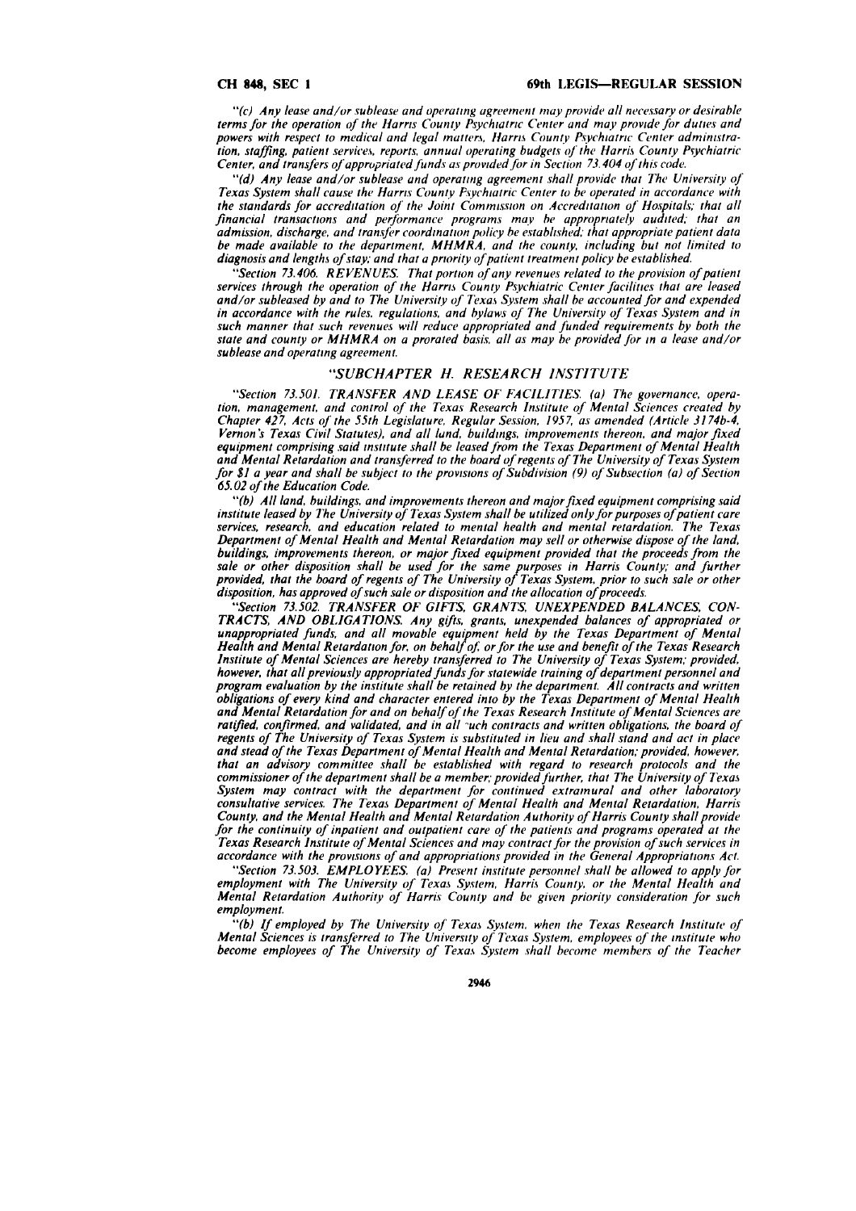*"(c) Any lease and/or sublease and operating agreement may provide all necessary or desirable terms for the operation of the Harris County Psychiatric Center and may provide for duties and powers with respect to medical and legal matters, Harris County Psychiatric Center administration, staffing, patient services, reports, annual operating budgets of the Harris County Psychiatric Center, and transfers of appropriated funds as provided for in Section 73.404 of this code.*

*"(d) Any lease and/or sublease and operating agreement shall provide that The University of Texas System shall cause the Harris County Psychiatric Center to be operated in accordance with the standards for accreditation of the Joint Commission on Accreditation of Hospitals; that all financial transactions and performance programs may be appropriately audited; that an admission, discharge, and transfer coordination policy be established; that appropriate patient data be made available to the department, MHMRA, and the county, including but not limited to diagnosis and lengths of stay; and that a priority of patient treatment policy be established.*

*"Section 73.406. REVENUES. That portion of any revenues related to the provision of patient services through the operation of the Harris County Psychiatric Center facilities that are leased and/or subleased by and to The University of Texas System shall be accounted for and expended in accordance with the rules, regulations, and bylaws of The University of Texas System and in such manner that such revenues will reduce appropriated and funded requirements by both the state and county or MHMRA on a prorated basis, all as may be provided for in a lease and/or sublease and operating agreement.*

### *"SUBCHAPTER H. RESEARCH INSTITUTE*

*"Section 73.501. TRANSFER AND LEASE OF FACILITIES. (a) The governance, operation, management, and control of the Texas Research Institute of Mental Sciences created by Chapter 427, Acts of the 55th Legislature, Regular Session, 1957, as amended (Article 3174b-4, Vernon's Texas Civil Statutes), and all land, buildings, improvements thereon, and major fixed equipment comprising said institute shall be leased from the Texas Department of Mental Health and Mental Retardation and transferred to the board of regents of The University of Texas System for $1 a year and shall be subject to the provisions of Subdivision (9) of Subsection (a) of Section 65.02 of the Education Code.*

*"(b) All land, buildings, and improvements thereon and major fixed equipment comprising said institute leased by The University of Texas System shall be utilized only for purposes of patient care services, research, and education related to mental health and mental retardation. The Texas Department of Mental Health and Mental Retardation may sell or otherwise dispose of the land, buildings, improvements thereon, or major fixed equipment provided that the proceeds from the sale or other disposition shall be used for the same purposes in Harris County; and further provided, that the board of regents of The University of Texas System, prior to such sale or other disposition, has approved of such sale or disposition and the allocation of proceeds.*

*"Section 73.502. TRANSFER OF GIFTS, GRANTS, UNEXPENDED BALANCES, CONTRACTS, AND OBLIGATIONS. Any gifts, grants, unexpended balances of appropriated or unappropriated funds, and all movable equipment held by the Texas Department of Mental Health and Mental Retardation for, on behalf of, or for the use and benefit of the Texas Research Institute of Mental Sciences are hereby transferred to The University of Texas System; provided, however, that all previously appropriated funds for statewide training of department personnel and program evaluation by the institute shall be retained by the department. All contracts and written obligations of every kind and character entered into by the Texas Department of Mental Health and Mental Retardation for and on behalf of the Texas Research Institute of Mental Sciences are ratified, confirmed, and validated, and in all such contracts and written obligations, the board of regents of The University of Texas System is substituted in lieu and shall stand and act in place and stead of the Texas Department of Mental Health and Mental Retardation; provided, however, that an advisory committee shall be established with regard to research protocols and the commissioner of the department shall be a member; provided further, that The University of Texas System may contract with the department for continued extramural and other laboratory consultative services. The Texas Department of Mental Health and Mental Retardation, Harris County, and the Mental Health and Mental Retardation Authority of Harris County shall provide for the continuity of inpatient and outpatient care of the patients and programs operated at the Texas Research Institute of Mental Sciences and may contract for the provision of such services in accordance with the provisions of and appropriations provided in the General Appropriations Act.*

*"Section 73.503. EMPLOYEES. (a) Present institute personnel shall be allowed to apply for employment with The University of Texas System, Harris County, or the Mental Health and Mental Retardation Authority of Harris County and be given priority consideration for such employment.*

*"(b) If employed by The University of Texas System, when the Texas Research Institute of Mental Sciences is transferred to The University of Texas System, employees of the institute who become employees of The University of Texas System shall become members of the Teacher*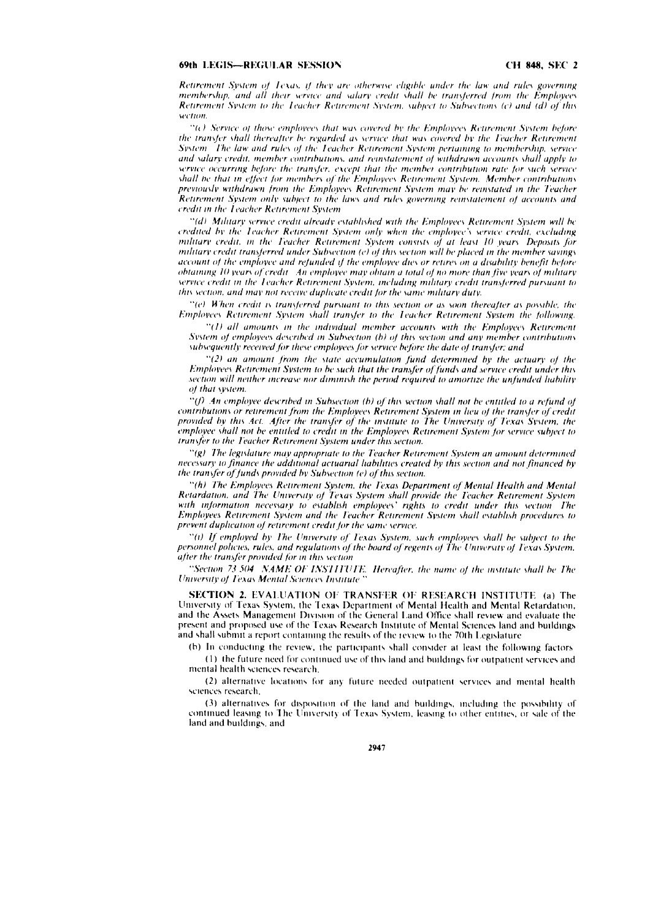*Retirement System of Texas, if they are otherwise eligible under the law and rules governing membership, and all their service and salary credit shall be transferred from the Employees Retirement System to the Teacher Retirement System, subject to Subsections (c) and (d) of this section.*

*"(c) Service of those employees that was covered by the Employees Retirement System before the transfer shall thereafter be regarded as service that was covered by the Teacher Retirement System. The law and rules of the Teacher Retirement System pertaining to membership, service and salary credit, member contributions, and reinstatement of withdrawn accounts shall apply to service occurring before the transfer, except that the member contribution rate for such service shall be that in effect for members of the Employees Retirement System. Member contributions previously withdrawn from the Employees Retirement System may be reinstated in the Teacher Retirement System only subject to the laws and rules governing reinstatement of accounts and credit in the Teacher Retirement System.*

*"(d) Military service credit already established with the Employees Retirement System will be credited by the Teacher Retirement System only when the employee's service credit, excluding military credit, in the Teacher Retirement System consists of at least 10 years. Deposits for military credit transferred under Subsection (e) of this section will be placed in the member savings account of the employee and refunded if the employee dies or retires on a disability benefit before obtaining 10 years of credit. An employee may obtain a total of no more than five years of military service credit in the Teacher Retirement System, including military credit transferred pursuant to this section, and may not receive duplicate credit for the same military duty.*

*"(e) When credit is transferred pursuant to this section or as soon thereafter as possible, the Employees Retirement System shall transfer to the Teacher Retirement System the following:*

*"(1) all amounts in the individual member accounts with the Employees Retirement System of employees described in Subsection (b) of this section and any member contributions subsequently received for these employees for service before the date of transfer; and*

*"(2) an amount from the state accumulation fund determined by the actuary of the Employees Retirement System to be such that the transfer of funds and service credit under this section will neither increase nor diminish the period required to amortize the unfunded liability of that system.*

*"(f) An employee described in Subsection (b) of this section shall not be entitled to a refund of contributions or retirement from the Employees Retirement System in lieu of the transfer of credit provided by this Act. After the transfer of the institute to The University of Texas System, the employee shall not be entitled to credit in the Employees Retirement System for service subject to transfer to the Teacher Retirement System under this section.*

*"(g) The legislature may appropriate to the Teacher Retirement System an amount determined necessary to finance the additional actuarial liabilities created by this section and not financed by the transfer of funds provided by Subsection (e) of this section.*

*"(h) The Employees Retirement System, the Texas Department of Mental Health and Mental Retardation, and The University of Texas System shall provide the Teacher Retirement System with information necessary to establish employees' rights to credit under this section. The Employees Retirement System and the Teacher Retirement System shall establish procedures to prevent duplication of retirement credit for the same service.*

*"(i) If employed by The University of Texas System, such employees shall be subject to the personnel policies, rules, and regulations of the board of regents of The University of Texas System, after the transfer provided for in this section.*

*"Section 73.504. NAME OF INSTITUTE. Hereafter, the name of the institute shall be The University of Texas Mental Sciences Institute."*

**SECTION 2. EVALUATION OF TRANSFER OF RESEARCH INSTITUTE.** (a) The University of Texas System, the Texas Department of Mental Health and Mental Retardation, and the Assets Management Division of the General Land Office shall review and evaluate the present and proposed use of the Texas Research Institute of Mental Sciences land and buildings and shall submit a report containing the results of the review to the 70th Legislature.

(b) In conducting the review, the participants shall consider at least the following factors:

(1) the future need for continued use of this land and buildings for outpatient services and mental health sciences research;

(2) alternative locations for any future needed outpatient services and mental health sciences research;

(3) alternatives for disposition of the land and buildings, including the possibility of continued leasing to The University of Texas System, leasing to other entities, or sale of the land and buildings; and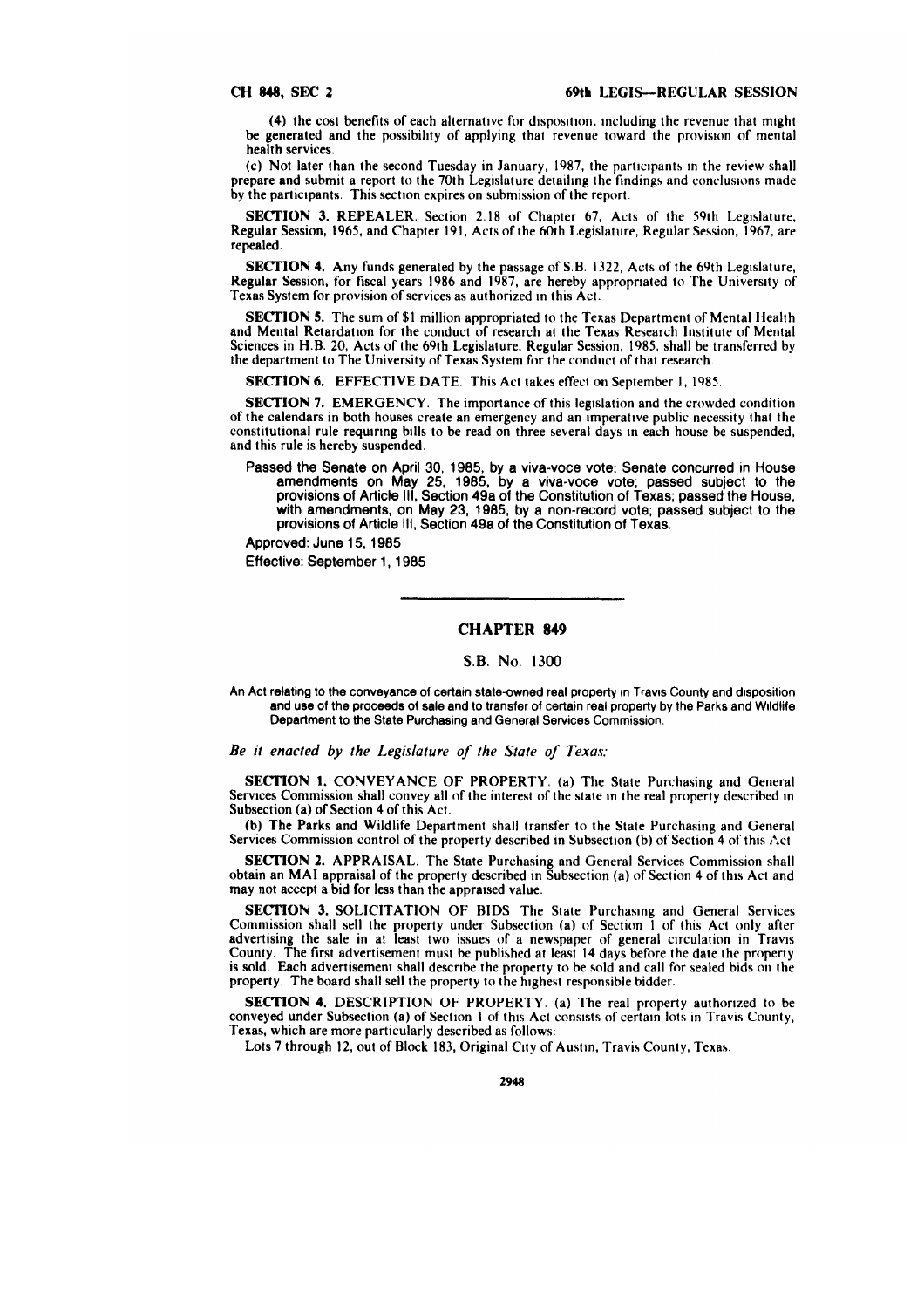(4) the cost benefits of each alternative for disposition, including the revenue that might be generated and the possibility of applying that revenue toward the provision of mental health services.

(c) Not later than the second Tuesday in January, 1987, the participants in the review shall prepare and submit a report to the 70th Legislature detailing the findings and conclusions made by the participants. This section expires on submission of the report.

**SECTION 3.** REPEALER. Section 2.18 of Chapter 67, Acts of the 59th Legislature, Regular Session, 1965, and Chapter 191, Acts of the 60th Legislature, Regular Session, 1967, are repealed.

**SECTION 4.** Any funds generated by the passage of S.B. 1322, Acts of the 69th Legislature, Regular Session, for fiscal years 1986 and 1987, are hereby appropriated to The University of Texas System for provision of services as authorized in this Act.

**SECTION 5.** The sum of $1 million appropriated to the Texas Department of Mental Health and Mental Retardation for the conduct of research at the Texas Research Institute of Mental Sciences in H.B. 20, Acts of the 69th Legislature, Regular Session, 1985, shall be transferred by the department to The University of Texas System for the conduct of that research.

**SECTION 6.** EFFECTIVE DATE. This Act takes effect on September 1, 1985.

**SECTION 7.** EMERGENCY. The importance of this legislation and the crowded condition of the calendars in both houses create an emergency and an imperative public necessity that the constitutional rule requiring bills to be read on three several days in each house be suspended, and this rule is hereby suspended.

Passed the Senate on April 30, 1985, by a viva-voce vote; Senate concurred in House amendments on May 25, 1985, by a viva-voce vote; passed subject to the provisions of Article III, Section 49a of the Constitution of Texas; passed the House, with amendments, on May 23, 1985, by a non-record vote; passed subject to the provisions of Article III, Section 49a of the Constitution of Texas.

Approved: June 15, 1985

Effective: September 1, 1985

---

## CHAPTER 849

### S.B. No. 1300

An Act relating to the conveyance of certain state-owned real property in Travis County and disposition and use of the proceeds of sale and to transfer of certain real property by the Parks and Wildlife Department to the State Purchasing and General Services Commission.

*Be it enacted by the Legislature of the State of Texas:*

**SECTION 1.** CONVEYANCE OF PROPERTY. (a) The State Purchasing and General Services Commission shall convey all of the interest of the state in the real property described in Subsection (a) of Section 4 of this Act.

(b) The Parks and Wildlife Department shall transfer to the State Purchasing and General Services Commission control of the property described in Subsection (b) of Section 4 of this Act.

**SECTION 2.** APPRAISAL. The State Purchasing and General Services Commission shall obtain an MAI appraisal of the property described in Subsection (a) of Section 4 of this Act and may not accept a bid for less than the appraised value.

**SECTION 3.** SOLICITATION OF BIDS. The State Purchasing and General Services Commission shall sell the property under Subsection (a) of Section 1 of this Act only after advertising the sale in at least two issues of a newspaper of general circulation in Travis County. The first advertisement must be published at least 14 days before the date the property is sold. Each advertisement shall describe the property to be sold and call for sealed bids on the property. The board shall sell the property to the highest responsible bidder.

**SECTION 4.** DESCRIPTION OF PROPERTY. (a) The real property authorized to be conveyed under Subsection (a) of Section 1 of this Act consists of certain lots in Travis County, Texas, which are more particularly described as follows:

Lots 7 through 12, out of Block 183, Original City of Austin, Travis County, Texas.